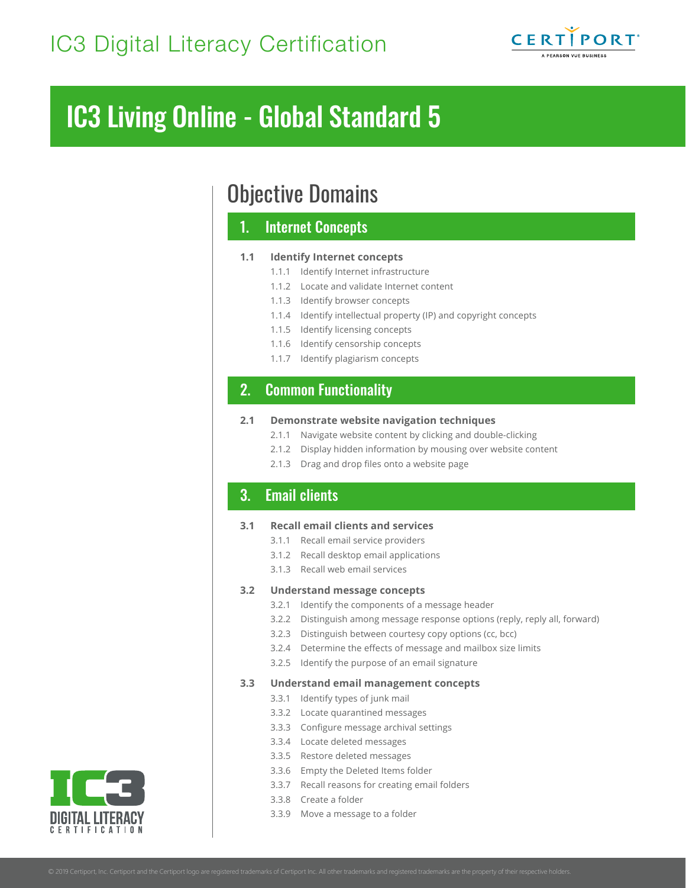# IC3 Digital Literacy Certification

# IC3 Living Online - Global Standard 5

## Objective Domains

### 1. Internet Concepts

**1.1 Identify Internet concepts**

- 1.1.1 Identify Internet infrastructure
- 1.1.2 Locate and validate Internet content
- 1.1.3 Identify browser concepts
- 1.1.4 Identify intellectual property (IP) and copyright concepts
- 1.1.5 Identify licensing concepts
- 1.1.6 Identify censorship concepts
- 1.1.7 Identify plagiarism concepts

### 2. Common Functionality

**2.1 Demonstrate website navigation techniques**

- 2.1.1 Navigate website content by clicking and double-clicking
- 2.1.2 Display hidden information by mousing over website content
- 2.1.3 Drag and drop files onto a website page

### 3. Email clients

**3.1 Recall email clients and services**

- 3.1.1 Recall email service providers
- 3.1.2 Recall desktop email applications
- 3.1.3 Recall web email services

**3.2 Understand message concepts**

- 3.2.1 Identify the components of a message header
- 3.2.2 Distinguish among message response options (reply, reply all, forward)
- 3.2.3 Distinguish between courtesy copy options (cc, bcc)
- 3.2.4 Determine the effects of message and mailbox size limits
- 3.2.5 Identify the purpose of an email signature

**3.3 Understand email management concepts**

- 3.3.1 Identify types of junk mail
- 3.3.2 Locate quarantined messages
- 3.3.3 Configure message archival settings
- 3.3.4 Locate deleted messages
- 3.3.5 Restore deleted messages
- 3.3.6 Empty the Deleted Items folder
- 3.3.7 Recall reasons for creating email folders
- 3.3.8 Create a folder
- 3.3.9 Move a message to a folder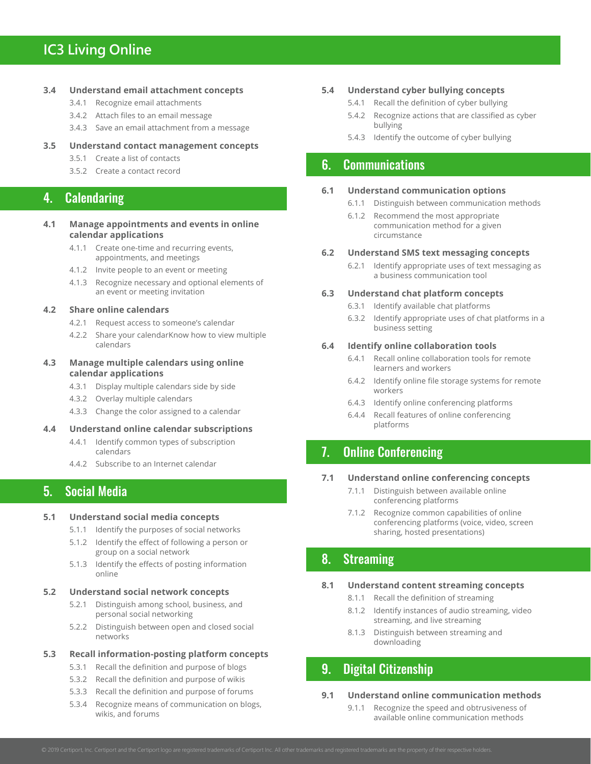# IC3 Living Online

**3.4 Understand email attachment concepts**

- 3.4.1 Recognize email attachments
- 3.4.2 Attach files to an email message
- 3.4.3 Save an email attachment from a message

**3.5 Understand contact management concepts**

- 3.5.1 Create a list of contacts
- 3.5.2 Create a contact record

## 4. Calendaring

**4.1 Manage appointments and events in online calendar applications**

- 4.1.1 Create one-time and recurring events, appointments, and meetings
- 4.1.2 Invite people to an event or meeting
- 4.1.3 Recognize necessary and optional elements of an event or meeting invitation

**4.2 Share online calendars**

- 4.2.1 Request access to someone's calendar
- 4.2.2 Share your calendarKnow how to view multiple calendars

**4.3 Manage multiple calendars using online calendar applications**

- 4.3.1 Display multiple calendars side by side
- 4.3.2 Overlay multiple calendars
- 4.3.3 Change the color assigned to a calendar

**4.4 Understand online calendar subscriptions**

- 4.4.1 Identify common types of subscription calendars
- 4.4.2 Subscribe to an Internet calendar

## 5. Social Media

**5.1 Understand social media concepts**

- 5.1.1 Identify the purposes of social networks
- 5.1.2 Identify the effect of following a person or group on a social network
- 5.1.3 Identify the effects of posting information online

**5.2 Understand social network concepts**

- 5.2.1 Distinguish among school, business, and personal social networking
- 5.2.2 Distinguish between open and closed social networks

**5.3 Recall information-posting platform concepts**

- 5.3.1 Recall the definition and purpose of blogs
- 5.3.2 Recall the definition and purpose of wikis
- 5.3.3 Recall the definition and purpose of forums
- 5.3.4 Recognize means of communication on blogs, wikis, and forums

**5.4 Understand cyber bullying concepts**

- 5.4.1 Recall the definition of cyber bullying
- 5.4.2 Recognize actions that are classified as cyber bullying
- 5.4.3 Identify the outcome of cyber bullying

## 6. Communications

**6.1 Understand communication options**

- 6.1.1 Distinguish between communication methods
- 6.1.2 Recommend the most appropriate communication method for a given circumstance

**6.2 Understand SMS text messaging concepts**

- 6.2.1 Identify appropriate uses of text messaging as a business communication tool

**6.3 Understand chat platform concepts**

- 6.3.1 Identify available chat platforms
- 6.3.2 Identify appropriate uses of chat platforms in a business setting

**6.4 Identify online collaboration tools**

- 6.4.1 Recall online collaboration tools for remote learners and workers
- 6.4.2 Identify online file storage systems for remote workers
- 6.4.3 Identify online conferencing platforms
- 6.4.4 Recall features of online conferencing platforms

## 7. Online Conferencing

**7.1 Understand online conferencing concepts**

- 7.1.1 Distinguish between available online conferencing platforms
- 7.1.2 Recognize common capabilities of online conferencing platforms (voice, video, screen sharing, hosted presentations)

## 8. Streaming

**8.1 Understand content streaming concepts**

- 8.1.1 Recall the definition of streaming
- 8.1.2 Identify instances of audio streaming, video streaming, and live streaming
- 8.1.3 Distinguish between streaming and downloading

## 9. Digital Citizenship

**9.1 Understand online communication methods**

- 9.1.1 Recognize the speed and obtrusiveness of available online communication methods

© 2019 Certiport, Inc. Certiport and the Certiport logo are registered trademarks of Certiport Inc. All other trademarks and registered trademarks are the property of their respective holders.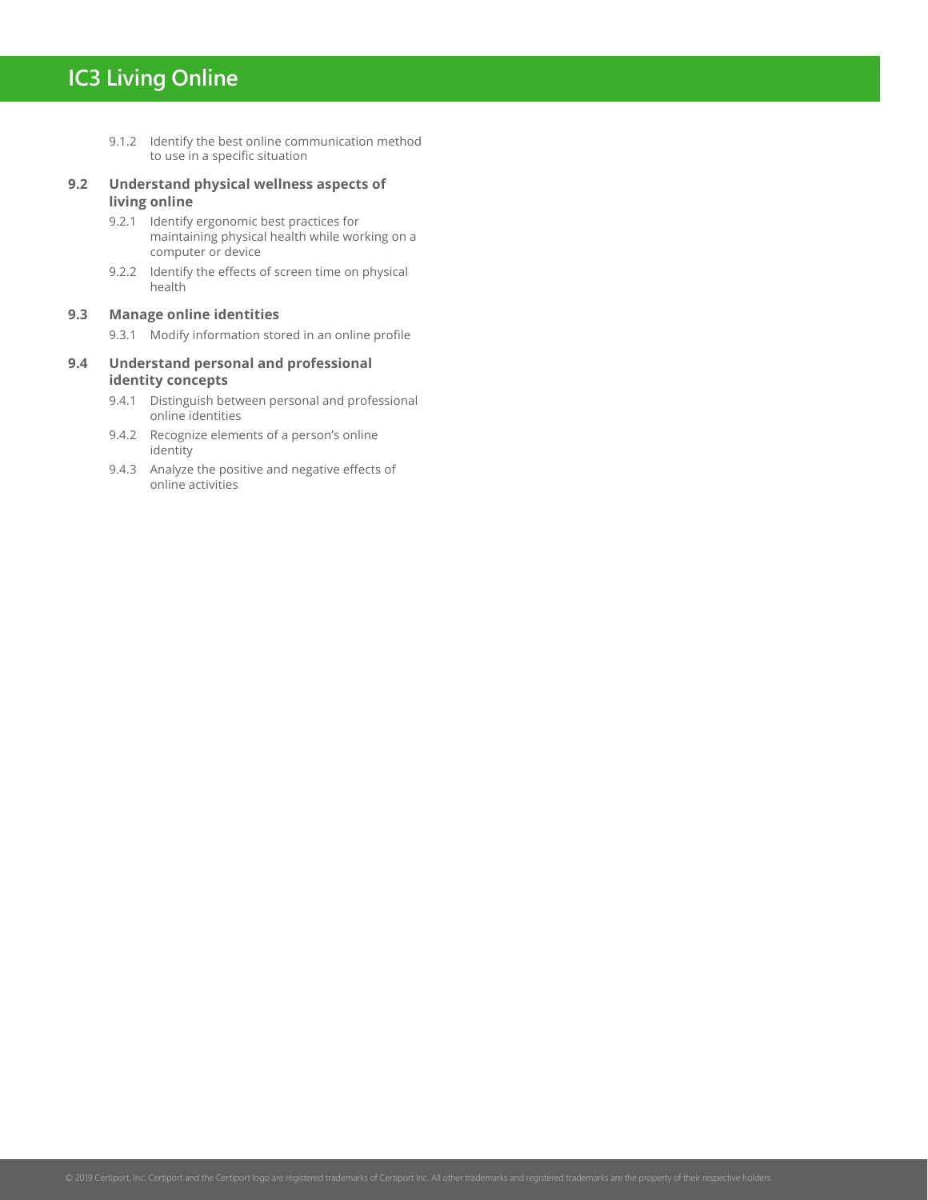9.1.2 Identify the best online communication method to use in a specific situation

**9.2 Understand physical wellness aspects of living online**

9.2.1 Identify ergonomic best practices for maintaining physical health while working on a computer or device

9.2.2 Identify the effects of screen time on physical health

**9.3 Manage online identities**

9.3.1 Modify information stored in an online profile

**9.4 Understand personal and professional identity concepts**

9.4.1 Distinguish between personal and professional online identities

9.4.2 Recognize elements of a person's online identity

9.4.3 Analyze the positive and negative effects of online activities